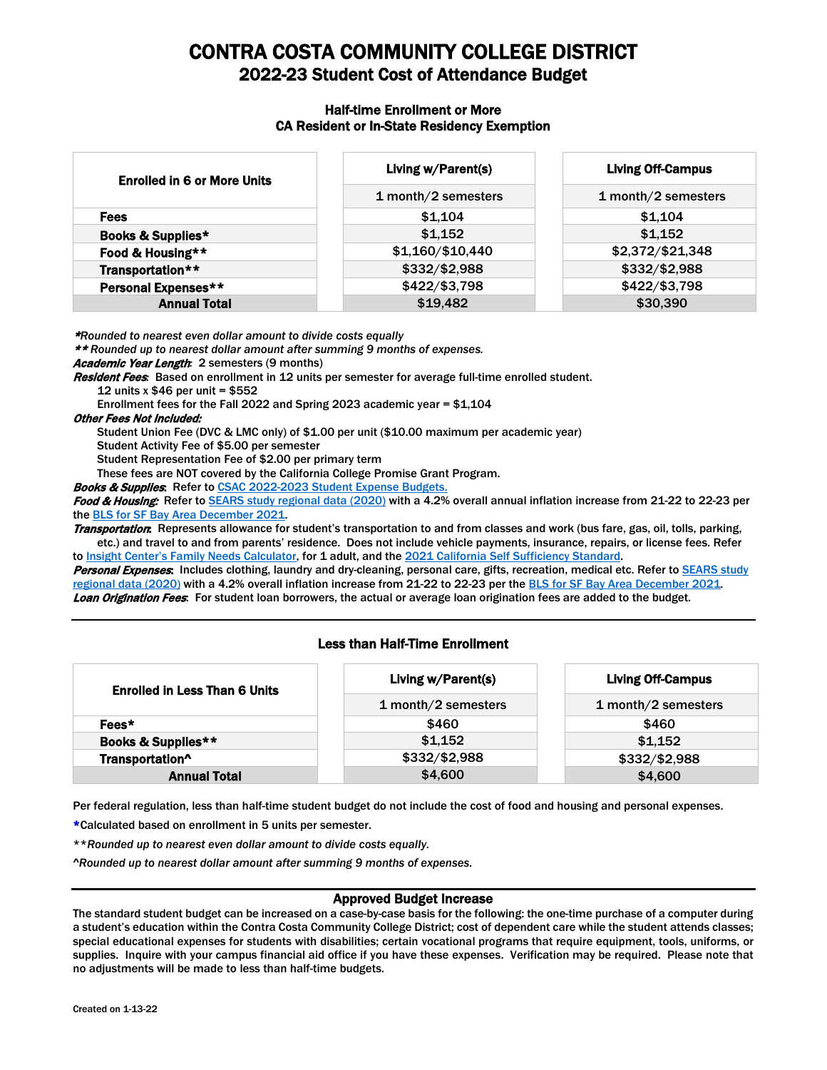# CONTRA COSTA COMMUNITY COLLEGE DISTRICT

## 2022-23 Student Cost of Attendance Budget

### Half-time Enrollment or More
### CA Resident or In-State Residency Exemption

| Enrolled in 6 or More Units | Living w/Parent(s) | Living Off-Campus |
|---|---|---|
| | 1 month/2 semesters | 1 month/2 semesters |
| Fees | $1,104 | $1,104 |
| Books & Supplies* | $1,152 | $1,152 |
| Food & Housing** | $1,160/$10,440 | $2,372/$21,348 |
| Transportation** | $332/$2,988 | $332/$2,988 |
| Personal Expenses** | $422/$3,798 | $422/$3,798 |
| **Annual Total** | $19,482 | $30,390 |

*\*Rounded to nearest even dollar amount to divide costs equally*

*\*\* Rounded up to nearest dollar amount after summing 9 months of expenses.*

***Academic Year Length*:** 2 semesters (9 months)

***Resident Fees*:** Based on enrollment in 12 units per semester for average full-time enrolled student.
12 units x $46 per unit = $552
Enrollment fees for the Fall 2022 and Spring 2023 academic year = $1,104

***Other Fees Not Included:***
Student Union Fee (DVC & LMC only) of $1.00 per unit ($10.00 maximum per academic year)
Student Activity Fee of $5.00 per semester
Student Representation Fee of $2.00 per primary term
These fees are NOT covered by the California College Promise Grant Program.

***Books & Supplies*:** Refer to CSAC 2022-2023 Student Expense Budgets.

***Food & Housing*:** Refer to SEARS study regional data (2020) with a 4.2% overall annual inflation increase from 21-22 to 22-23 per the BLS for SF Bay Area December 2021.

***Transportation*:** Represents allowance for student's transportation to and from classes and work (bus fare, gas, oil, tolls, parking, etc.) and travel to and from parents' residence. Does not include vehicle payments, insurance, repairs, or license fees. Refer to Insight Center's Family Needs Calculator, for 1 adult, and the 2021 California Self Sufficiency Standard.

***Personal Expenses*:** Includes clothing, laundry and dry-cleaning, personal care, gifts, recreation, medical etc. Refer to SEARS study regional data (2020) with a 4.2% overall inflation increase from 21-22 to 22-23 per the BLS for SF Bay Area December 2021.

***Loan Origination Fees*:** For student loan borrowers, the actual or average loan origination fees are added to the budget.

---

### Less than Half-Time Enrollment

| Enrolled in Less Than 6 Units | Living w/Parent(s) | Living Off-Campus |
|---|---|---|
| | 1 month/2 semesters | 1 month/2 semesters |
| Fees* | $460 | $460 |
| Books & Supplies** | $1,152 | $1,152 |
| Transportation^ | $332/$2,988 | $332/$2,988 |
| **Annual Total** | $4,600 | $4,600 |

Per federal regulation, less than half-time student budget do not include the cost of food and housing and personal expenses.

*Calculated based on enrollment in 5 units per semester.

*\*\*Rounded up to nearest even dollar amount to divide costs equally.*

*^Rounded up to nearest dollar amount after summing 9 months of expenses.*

---

### Approved Budget Increase

The standard student budget can be increased on a case-by-case basis for the following: the one-time purchase of a computer during a student's education within the Contra Costa Community College District; cost of dependent care while the student attends classes; special educational expenses for students with disabilities; certain vocational programs that require equipment, tools, uniforms, or supplies. Inquire with your campus financial aid office if you have these expenses. Verification may be required. Please note that no adjustments will be made to less than half-time budgets.

Created on 1-13-22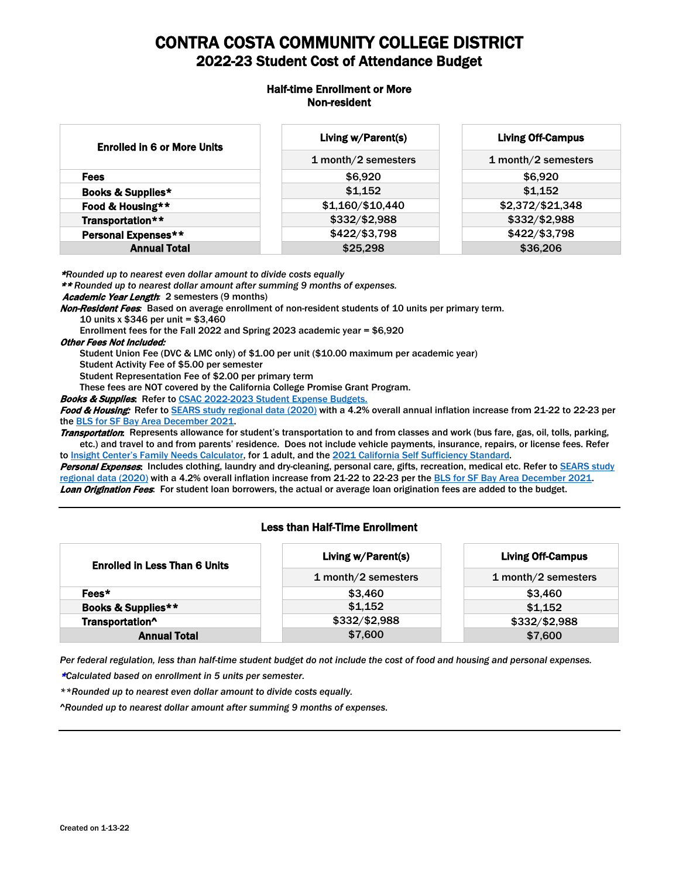# CONTRA COSTA COMMUNITY COLLEGE DISTRICT

## 2022-23 Student Cost of Attendance Budget

### Half-time Enrollment or More
### Non-resident

| Enrolled in 6 or More Units | Living w/Parent(s) | Living Off-Campus |
|---|---|---|
| | 1 month/2 semesters | 1 month/2 semesters |
| Fees | $6,920 | $6,920 |
| Books & Supplies* | $1,152 | $1,152 |
| Food & Housing** | $1,160/$10,440 | $2,372/$21,348 |
| Transportation** | $332/$2,988 | $332/$2,988 |
| Personal Expenses** | $422/$3,798 | $422/$3,798 |
| **Annual Total** | $25,298 | $36,206 |

*\*Rounded up to nearest even dollar amount to divide costs equally*

*\*\* Rounded up to nearest dollar amount after summing 9 months of expenses.*

***Academic Year Length***: 2 semesters (9 months)

***Non-Resident Fees***: Based on average enrollment of non-resident students of 10 units per primary term.

10 units x $346 per unit = $3,460

Enrollment fees for the Fall 2022 and Spring 2023 academic year = $6,920

***Other Fees Not Included:***

Student Union Fee (DVC & LMC only) of $1.00 per unit ($10.00 maximum per academic year)

Student Activity Fee of $5.00 per semester

Student Representation Fee of $2.00 per primary term

These fees are NOT covered by the California College Promise Grant Program.

***Books & Supplies***: Refer to CSAC 2022-2023 Student Expense Budgets.

***Food & Housing***: Refer to SEARS study regional data (2020) with a 4.2% overall annual inflation increase from 21-22 to 22-23 per the BLS for SF Bay Area December 2021.

***Transportation***: Represents allowance for student's transportation to and from classes and work (bus fare, gas, oil, tolls, parking, etc.) and travel to and from parents' residence. Does not include vehicle payments, insurance, repairs, or license fees. Refer to Insight Center's Family Needs Calculator, for 1 adult, and the 2021 California Self Sufficiency Standard.

***Personal Expenses***: Includes clothing, laundry and dry-cleaning, personal care, gifts, recreation, medical etc. Refer to SEARS study regional data (2020) with a 4.2% overall inflation increase from 21-22 to 22-23 per the BLS for SF Bay Area December 2021.

***Loan Origination Fees***: For student loan borrowers, the actual or average loan origination fees are added to the budget.

---

### Less than Half-Time Enrollment

| Enrolled in Less Than 6 Units | Living w/Parent(s) | Living Off-Campus |
|---|---|---|
| | 1 month/2 semesters | 1 month/2 semesters |
| Fees* | $3,460 | $3,460 |
| Books & Supplies** | $1,152 | $1,152 |
| Transportation^ | $332/$2,988 | $332/$2,988 |
| **Annual Total** | $7,600 | $7,600 |

*Per federal regulation, less than half-time student budget do not include the cost of food and housing and personal expenses.*

*\*Calculated based on enrollment in 5 units per semester.*

*\*\*Rounded up to nearest even dollar amount to divide costs equally.*

*^Rounded up to nearest dollar amount after summing 9 months of expenses.*

---

Created on 1-13-22